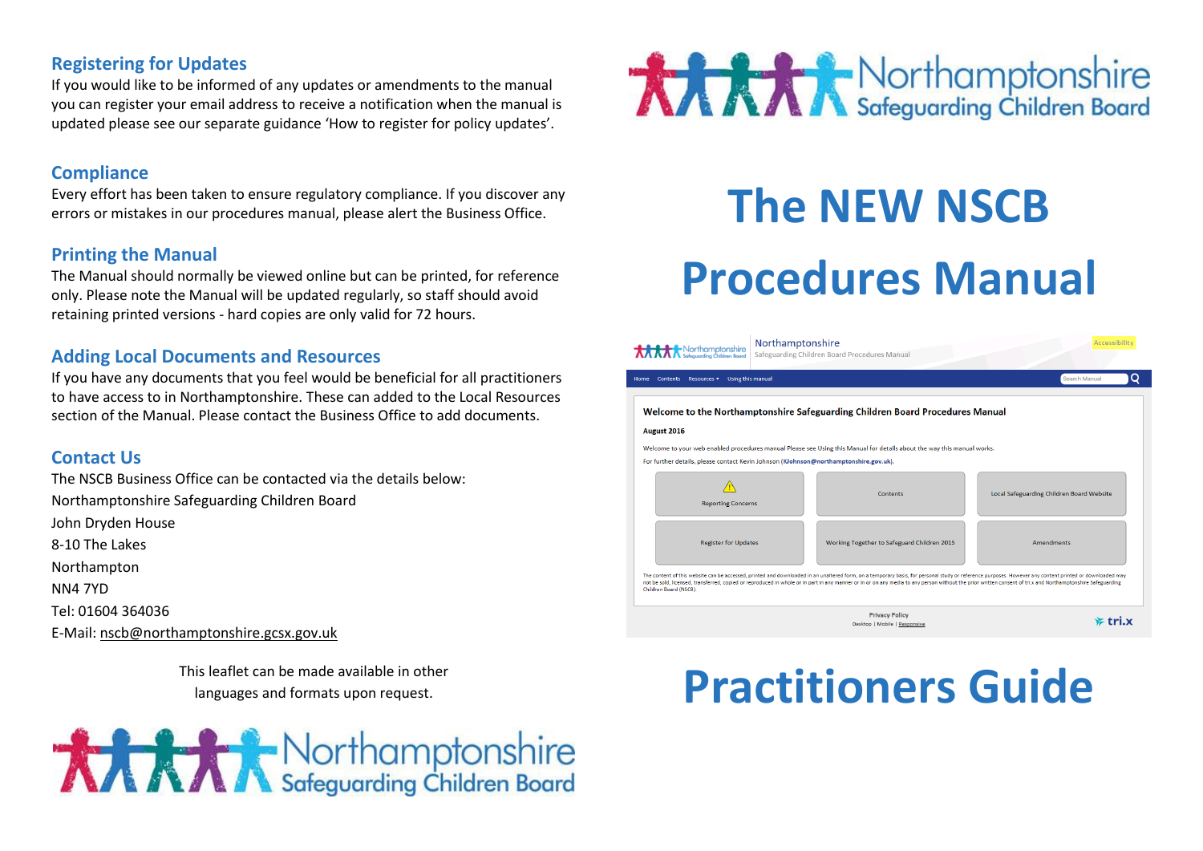## Registering for Updates

If you would like to be informed of any updates or amendments to the manual you can register your email address to receive a notification when the manual is updated please see our separate guidance 'How to register for policy updates'.

## Compliance

Every effort has been taken to ensure regulatory compliance. If you discover any errors or mistakes in our procedures manual, please alert the Business Office.

## Printing the Manual

The Manual should normally be viewed online but can be printed, for reference only. Please note the Manual will be updated regularly, so staff should avoid retaining printed versions - hard copies are only valid for 72 hours.

## Adding Local Documents and Resources

If you have any documents that you feel would be beneficial for all practitioners to have access to in Northamptonshire. These can added to the Local Resources section of the Manual. Please contact the Business Office to add documents.

## Contact Us

The NSCB Business Office can be contacted via the details below:

Northamptonshire Safeguarding Children Board
John Dryden House
8-10 The Lakes
Northampton
NN4 7YD
Tel: 01604 364036
E-Mail: nscb@northamptonshire.gcsx.gov.uk

This leaflet can be made available in other languages and formats upon request.

Northamptonshire Safeguarding Children Board

Northamptonshire Safeguarding Children Board

# The NEW NSCB Procedures Manual

# Practitioners Guide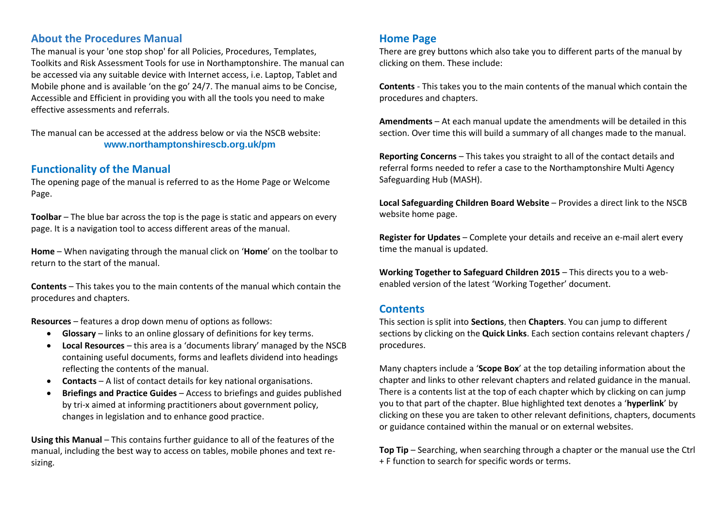## About the Procedures Manual

The manual is your 'one stop shop' for all Policies, Procedures, Templates, Toolkits and Risk Assessment Tools for use in Northamptonshire. The manual can be accessed via any suitable device with Internet access, i.e. Laptop, Tablet and Mobile phone and is available 'on the go' 24/7. The manual aims to be Concise, Accessible and Efficient in providing you with all the tools you need to make effective assessments and referrals.

The manual can be accessed at the address below or via the NSCB website:

**www.northamptonshirescb.org.uk/pm**

## Functionality of the Manual

The opening page of the manual is referred to as the Home Page or Welcome Page.

**Toolbar** – The blue bar across the top is the page is static and appears on every page. It is a navigation tool to access different areas of the manual.

**Home** – When navigating through the manual click on '**Home**' on the toolbar to return to the start of the manual.

**Contents** – This takes you to the main contents of the manual which contain the procedures and chapters.

**Resources** – features a drop down menu of options as follows:

- **Glossary** – links to an online glossary of definitions for key terms.
- **Local Resources** – this area is a 'documents library' managed by the NSCB containing useful documents, forms and leaflets dividend into headings reflecting the contents of the manual.
- **Contacts** – A list of contact details for key national organisations.
- **Briefings and Practice Guides** – Access to briefings and guides published by tri-x aimed at informing practitioners about government policy, changes in legislation and to enhance good practice.

**Using this Manual** – This contains further guidance to all of the features of the manual, including the best way to access on tables, mobile phones and text re-sizing.

## Home Page

There are grey buttons which also take you to different parts of the manual by clicking on them. These include:

**Contents** - This takes you to the main contents of the manual which contain the procedures and chapters.

**Amendments** – At each manual update the amendments will be detailed in this section. Over time this will build a summary of all changes made to the manual.

**Reporting Concerns** – This takes you straight to all of the contact details and referral forms needed to refer a case to the Northamptonshire Multi Agency Safeguarding Hub (MASH).

**Local Safeguarding Children Board Website** – Provides a direct link to the NSCB website home page.

**Register for Updates** – Complete your details and receive an e-mail alert every time the manual is updated.

**Working Together to Safeguard Children 2015** – This directs you to a web-enabled version of the latest 'Working Together' document.

## Contents

This section is split into **Sections**, then **Chapters**. You can jump to different sections by clicking on the **Quick Links**. Each section contains relevant chapters / procedures.

Many chapters include a '**Scope Box**' at the top detailing information about the chapter and links to other relevant chapters and related guidance in the manual. There is a contents list at the top of each chapter which by clicking on can jump you to that part of the chapter. Blue highlighted text denotes a '**hyperlink**' by clicking on these you are taken to other relevant definitions, chapters, documents or guidance contained within the manual or on external websites.

**Top Tip** – Searching, when searching through a chapter or the manual use the Ctrl + F function to search for specific words or terms.